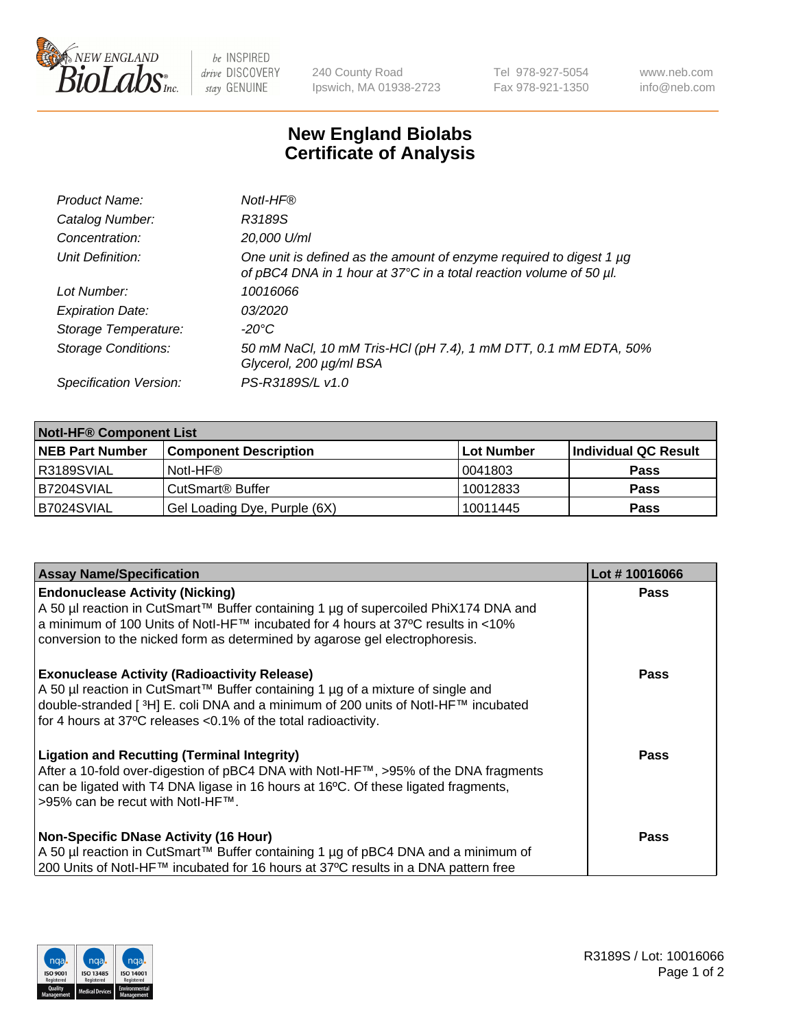New England BioLabs Inc. — be INSPIRED drive DISCOVERY stay GENUINE

240 County Road
Ipswich, MA 01938-2723

Tel 978-927-5054
Fax 978-921-1350

www.neb.com
info@neb.com

# New England Biolabs
# Certificate of Analysis

| | |
|---|---|
| *Product Name:* | *NotI-HF®* |
| *Catalog Number:* | *R3189S* |
| *Concentration:* | *20,000 U/ml* |
| *Unit Definition:* | *One unit is defined as the amount of enzyme required to digest 1 µg of pBC4 DNA in 1 hour at 37°C in a total reaction volume of 50 µl.* |
| *Lot Number:* | *10016066* |
| *Expiration Date:* | *03/2020* |
| *Storage Temperature:* | *-20°C* |
| *Storage Conditions:* | *50 mM NaCl, 10 mM Tris-HCl (pH 7.4), 1 mM DTT, 0.1 mM EDTA, 50% Glycerol, 200 µg/ml BSA* |
| *Specification Version:* | *PS-R3189S/L v1.0* |

| **NotI-HF® Component List** | | | |
|---|---|---|---|
| **NEB Part Number** | **Component Description** | **Lot Number** | **Individual QC Result** |
| R3189SVIAL | NotI-HF® | 0041803 | **Pass** |
| B7204SVIAL | CutSmart® Buffer | 10012833 | **Pass** |
| B7024SVIAL | Gel Loading Dye, Purple (6X) | 10011445 | **Pass** |

| **Assay Name/Specification** | **Lot # 10016066** |
|---|---|
| **Endonuclease Activity (Nicking)** A 50 µl reaction in CutSmart™ Buffer containing 1 µg of supercoiled PhiX174 DNA and a minimum of 100 Units of NotI-HF™ incubated for 4 hours at 37ºC results in <10% conversion to the nicked form as determined by agarose gel electrophoresis. | **Pass** |
| **Exonuclease Activity (Radioactivity Release)** A 50 µl reaction in CutSmart™ Buffer containing 1 µg of a mixture of single and double-stranded [ $^{3}$H] E. coli DNA and a minimum of 200 units of NotI-HF™ incubated for 4 hours at 37ºC releases <0.1% of the total radioactivity. | **Pass** |
| **Ligation and Recutting (Terminal Integrity)** After a 10-fold over-digestion of pBC4 DNA with NotI-HF™, >95% of the DNA fragments can be ligated with T4 DNA ligase in 16 hours at 16ºC. Of these ligated fragments, >95% can be recut with NotI-HF™. | **Pass** |
| **Non-Specific DNase Activity (16 Hour)** A 50 µl reaction in CutSmart™ Buffer containing 1 µg of pBC4 DNA and a minimum of 200 Units of NotI-HF™ incubated for 16 hours at 37ºC results in a DNA pattern free | **Pass** |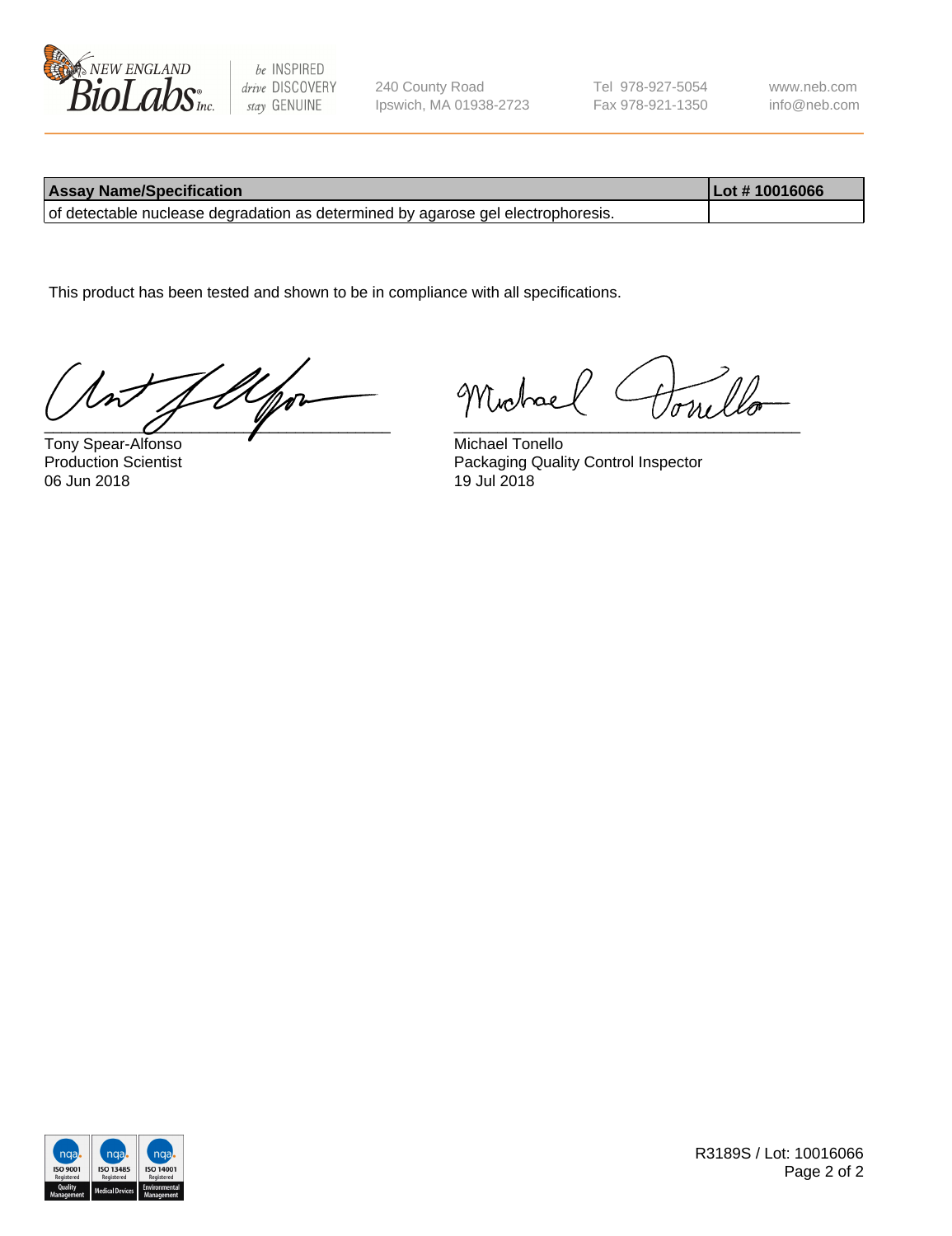| Assay Name/Specification | Lot # 10016066 |
|---|---|
| of detectable nuclease degradation as determined by agarose gel electrophoresis. | |

This product has been tested and shown to be in compliance with all specifications.

Tony Spear-Alfonso
Production Scientist
06 Jun 2018

Michael Tonello
Packaging Quality Control Inspector
19 Jul 2018

R3189S / Lot: 10016066